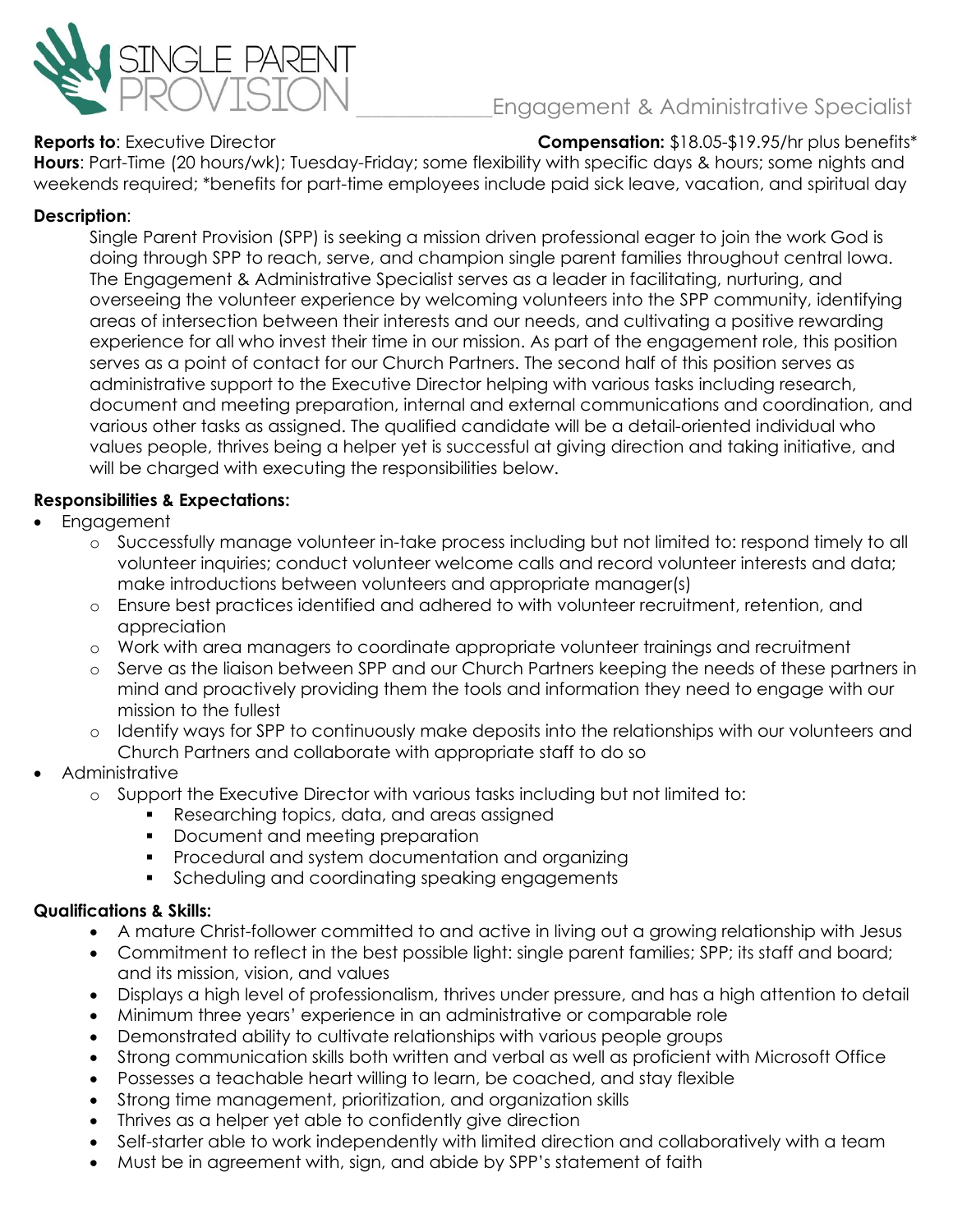# SINGLE PARENT PROVISION

## Engagement & Administrative Specialist

**Reports to**: Executive Director **Compensation:** $18.05-$19.95/hr plus benefits*

**Hours**: Part-Time (20 hours/wk); Tuesday-Friday; some flexibility with specific days & hours; some nights and weekends required; *benefits for part-time employees include paid sick leave, vacation, and spiritual day

**Description**:

Single Parent Provision (SPP) is seeking a mission driven professional eager to join the work God is doing through SPP to reach, serve, and champion single parent families throughout central Iowa. The Engagement & Administrative Specialist serves as a leader in facilitating, nurturing, and overseeing the volunteer experience by welcoming volunteers into the SPP community, identifying areas of intersection between their interests and our needs, and cultivating a positive rewarding experience for all who invest their time in our mission. As part of the engagement role, this position serves as a point of contact for our Church Partners. The second half of this position serves as administrative support to the Executive Director helping with various tasks including research, document and meeting preparation, internal and external communications and coordination, and various other tasks as assigned. The qualified candidate will be a detail-oriented individual who values people, thrives being a helper yet is successful at giving direction and taking initiative, and will be charged with executing the responsibilities below.

**Responsibilities & Expectations:**

- Engagement
  - Successfully manage volunteer in-take process including but not limited to: respond timely to all volunteer inquiries; conduct volunteer welcome calls and record volunteer interests and data; make introductions between volunteers and appropriate manager(s)
  - Ensure best practices identified and adhered to with volunteer recruitment, retention, and appreciation
  - Work with area managers to coordinate appropriate volunteer trainings and recruitment
  - Serve as the liaison between SPP and our Church Partners keeping the needs of these partners in mind and proactively providing them the tools and information they need to engage with our mission to the fullest
  - Identify ways for SPP to continuously make deposits into the relationships with our volunteers and Church Partners and collaborate with appropriate staff to do so
- Administrative
  - Support the Executive Director with various tasks including but not limited to:
    - Researching topics, data, and areas assigned
    - Document and meeting preparation
    - Procedural and system documentation and organizing
    - Scheduling and coordinating speaking engagements

**Qualifications & Skills:**

- A mature Christ-follower committed to and active in living out a growing relationship with Jesus
- Commitment to reflect in the best possible light: single parent families; SPP; its staff and board; and its mission, vision, and values
- Displays a high level of professionalism, thrives under pressure, and has a high attention to detail
- Minimum three years' experience in an administrative or comparable role
- Demonstrated ability to cultivate relationships with various people groups
- Strong communication skills both written and verbal as well as proficient with Microsoft Office
- Possesses a teachable heart willing to learn, be coached, and stay flexible
- Strong time management, prioritization, and organization skills
- Thrives as a helper yet able to confidently give direction
- Self-starter able to work independently with limited direction and collaboratively with a team
- Must be in agreement with, sign, and abide by SPP's statement of faith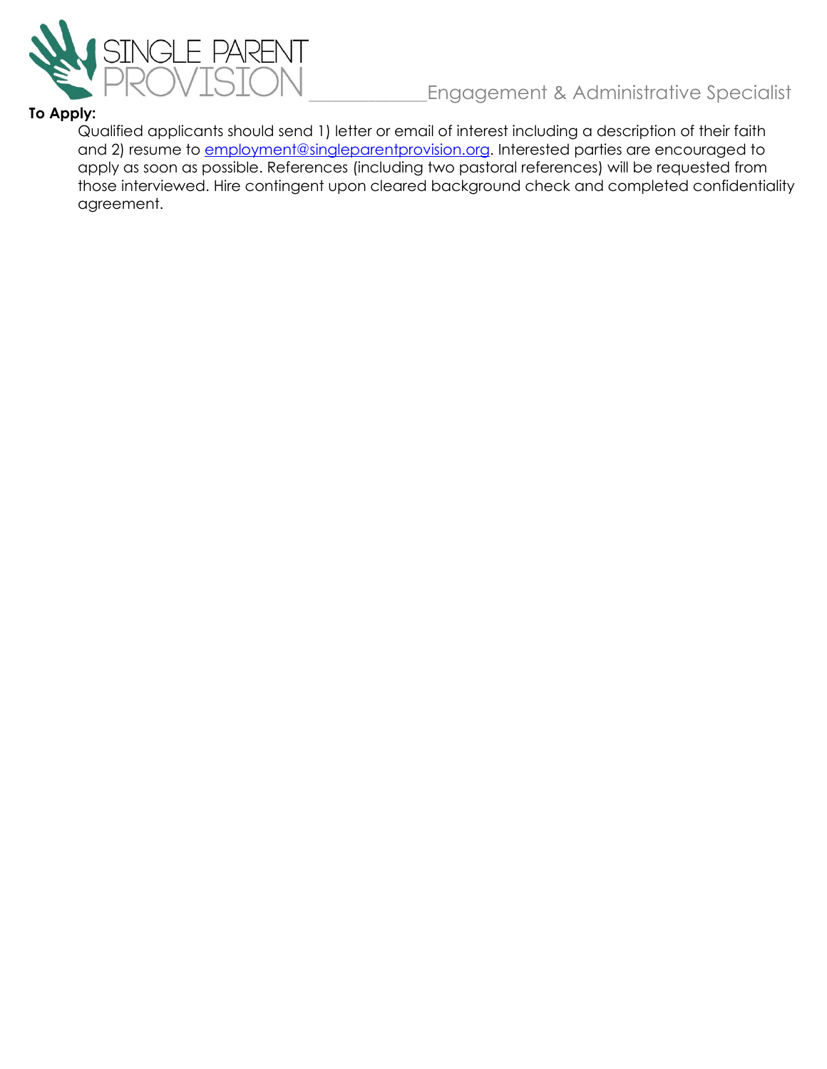**To Apply:**

Qualified applicants should send 1) letter or email of interest including a description of their faith and 2) resume to employment@singleparentprovision.org. Interested parties are encouraged to apply as soon as possible. References (including two pastoral references) will be requested from those interviewed. Hire contingent upon cleared background check and completed confidentiality agreement.